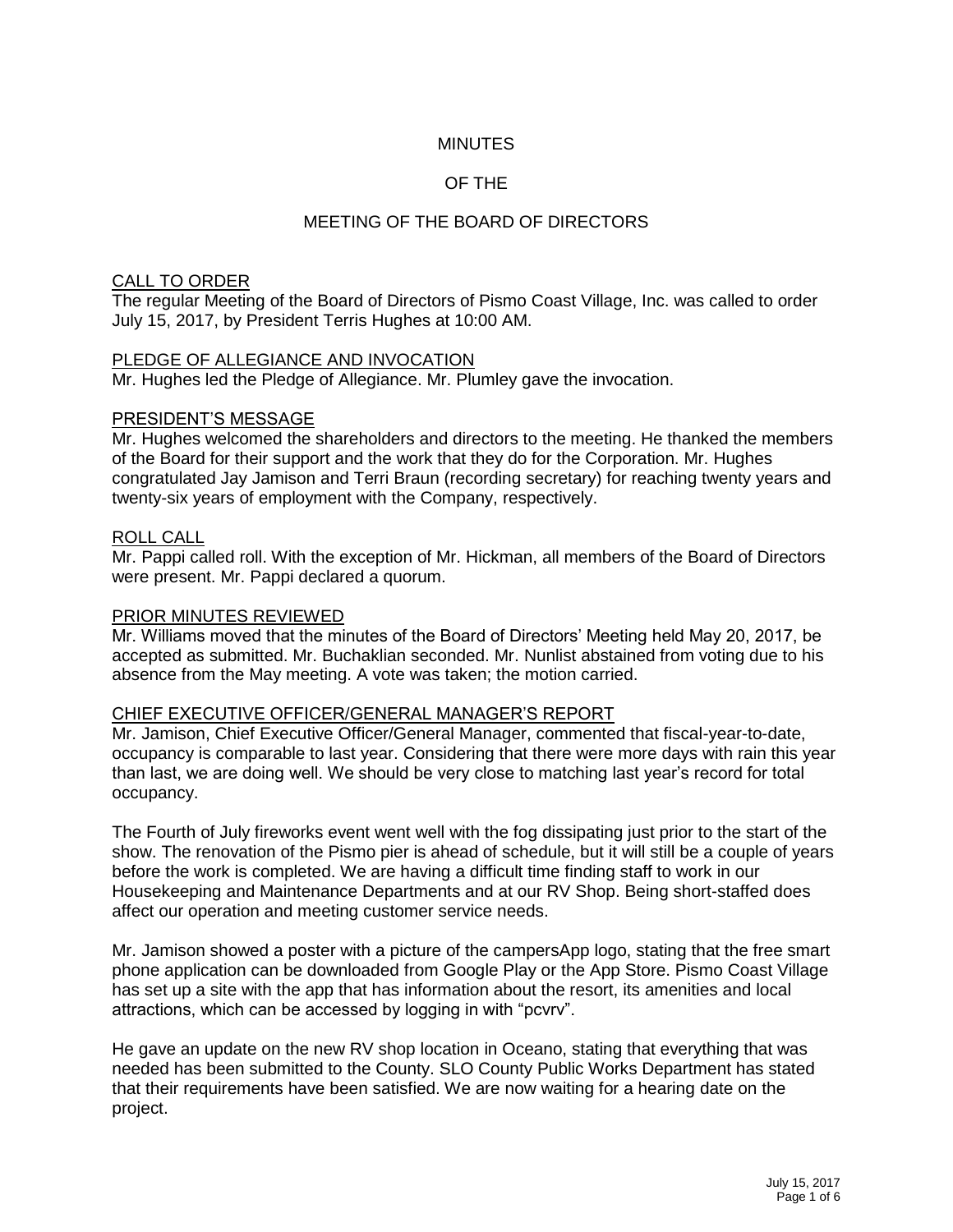# MINUTES

# OF THE

# MEETING OF THE BOARD OF DIRECTORS

## CALL TO ORDER

The regular Meeting of the Board of Directors of Pismo Coast Village, Inc. was called to order July 15, 2017, by President Terris Hughes at 10:00 AM.

## PLEDGE OF ALLEGIANCE AND INVOCATION

Mr. Hughes led the Pledge of Allegiance. Mr. Plumley gave the invocation.

## PRESIDENT'S MESSAGE

Mr. Hughes welcomed the shareholders and directors to the meeting. He thanked the members of the Board for their support and the work that they do for the Corporation. Mr. Hughes congratulated Jay Jamison and Terri Braun (recording secretary) for reaching twenty years and twenty-six years of employment with the Company, respectively.

## ROLL CALL

Mr. Pappi called roll. With the exception of Mr. Hickman, all members of the Board of Directors were present. Mr. Pappi declared a quorum.

## PRIOR MINUTES REVIEWED

Mr. Williams moved that the minutes of the Board of Directors' Meeting held May 20, 2017, be accepted as submitted. Mr. Buchaklian seconded. Mr. Nunlist abstained from voting due to his absence from the May meeting. A vote was taken; the motion carried.

## CHIEF EXECUTIVE OFFICER/GENERAL MANAGER'S REPORT

Mr. Jamison, Chief Executive Officer/General Manager, commented that fiscal-year-to-date, occupancy is comparable to last year. Considering that there were more days with rain this year than last, we are doing well. We should be very close to matching last year's record for total occupancy.

The Fourth of July fireworks event went well with the fog dissipating just prior to the start of the show. The renovation of the Pismo pier is ahead of schedule, but it will still be a couple of years before the work is completed. We are having a difficult time finding staff to work in our Housekeeping and Maintenance Departments and at our RV Shop. Being short-staffed does affect our operation and meeting customer service needs.

Mr. Jamison showed a poster with a picture of the campersApp logo, stating that the free smart phone application can be downloaded from Google Play or the App Store. Pismo Coast Village has set up a site with the app that has information about the resort, its amenities and local attractions, which can be accessed by logging in with "pcvrv".

He gave an update on the new RV shop location in Oceano, stating that everything that was needed has been submitted to the County. SLO County Public Works Department has stated that their requirements have been satisfied. We are now waiting for a hearing date on the project.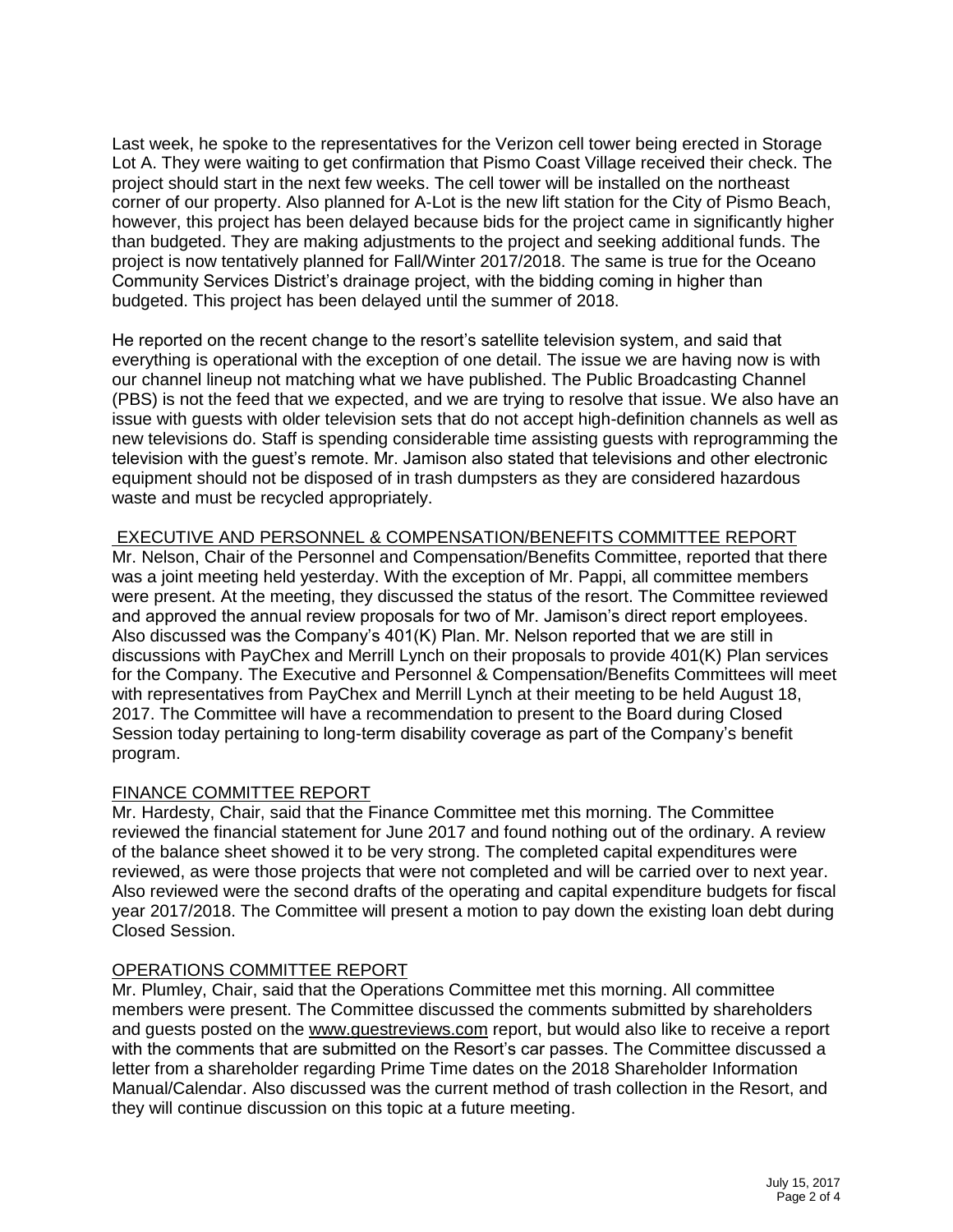Last week, he spoke to the representatives for the Verizon cell tower being erected in Storage Lot A. They were waiting to get confirmation that Pismo Coast Village received their check. The project should start in the next few weeks. The cell tower will be installed on the northeast corner of our property. Also planned for A-Lot is the new lift station for the City of Pismo Beach, however, this project has been delayed because bids for the project came in significantly higher than budgeted. They are making adjustments to the project and seeking additional funds. The project is now tentatively planned for Fall/Winter 2017/2018. The same is true for the Oceano Community Services District's drainage project, with the bidding coming in higher than budgeted. This project has been delayed until the summer of 2018.

He reported on the recent change to the resort's satellite television system, and said that everything is operational with the exception of one detail. The issue we are having now is with our channel lineup not matching what we have published. The Public Broadcasting Channel (PBS) is not the feed that we expected, and we are trying to resolve that issue. We also have an issue with guests with older television sets that do not accept high-definition channels as well as new televisions do. Staff is spending considerable time assisting guests with reprogramming the television with the guest's remote. Mr. Jamison also stated that televisions and other electronic equipment should not be disposed of in trash dumpsters as they are considered hazardous waste and must be recycled appropriately.

## EXECUTIVE AND PERSONNEL & COMPENSATION/BENEFITS COMMITTEE REPORT

Mr. Nelson, Chair of the Personnel and Compensation/Benefits Committee, reported that there was a joint meeting held yesterday. With the exception of Mr. Pappi, all committee members were present. At the meeting, they discussed the status of the resort. The Committee reviewed and approved the annual review proposals for two of Mr. Jamison's direct report employees. Also discussed was the Company's 401(K) Plan. Mr. Nelson reported that we are still in discussions with PayChex and Merrill Lynch on their proposals to provide 401(K) Plan services for the Company. The Executive and Personnel & Compensation/Benefits Committees will meet with representatives from PayChex and Merrill Lynch at their meeting to be held August 18, 2017. The Committee will have a recommendation to present to the Board during Closed Session today pertaining to long-term disability coverage as part of the Company's benefit program.

## FINANCE COMMITTEE REPORT

Mr. Hardesty, Chair, said that the Finance Committee met this morning. The Committee reviewed the financial statement for June 2017 and found nothing out of the ordinary. A review of the balance sheet showed it to be very strong. The completed capital expenditures were reviewed, as were those projects that were not completed and will be carried over to next year. Also reviewed were the second drafts of the operating and capital expenditure budgets for fiscal year 2017/2018. The Committee will present a motion to pay down the existing loan debt during Closed Session.

## OPERATIONS COMMITTEE REPORT

Mr. Plumley, Chair, said that the Operations Committee met this morning. All committee members were present. The Committee discussed the comments submitted by shareholders and guests posted on the www.guestreviews.com report, but would also like to receive a report with the comments that are submitted on the Resort's car passes. The Committee discussed a letter from a shareholder regarding Prime Time dates on the 2018 Shareholder Information Manual/Calendar. Also discussed was the current method of trash collection in the Resort, and they will continue discussion on this topic at a future meeting.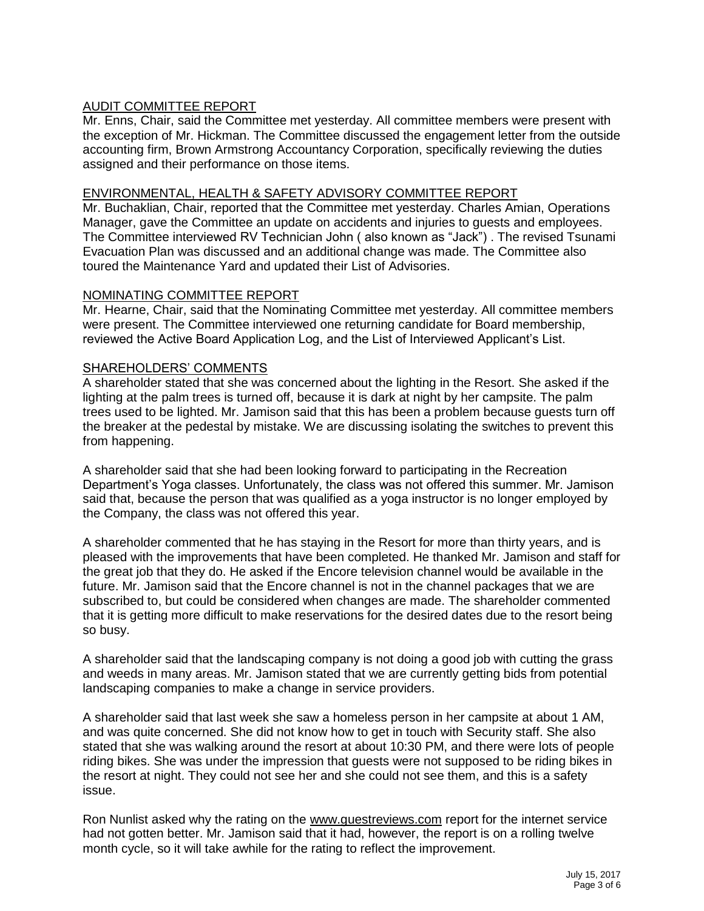AUDIT COMMITTEE REPORT

Mr. Enns, Chair, said the Committee met yesterday. All committee members were present with the exception of Mr. Hickman. The Committee discussed the engagement letter from the outside accounting firm, Brown Armstrong Accountancy Corporation, specifically reviewing the duties assigned and their performance on those items.

ENVIRONMENTAL, HEALTH & SAFETY ADVISORY COMMITTEE REPORT

Mr. Buchaklian, Chair, reported that the Committee met yesterday. Charles Amian, Operations Manager, gave the Committee an update on accidents and injuries to guests and employees. The Committee interviewed RV Technician John ( also known as "Jack") . The revised Tsunami Evacuation Plan was discussed and an additional change was made. The Committee also toured the Maintenance Yard and updated their List of Advisories.

NOMINATING COMMITTEE REPORT

Mr. Hearne, Chair, said that the Nominating Committee met yesterday. All committee members were present. The Committee interviewed one returning candidate for Board membership, reviewed the Active Board Application Log, and the List of Interviewed Applicant's List.

SHAREHOLDERS' COMMENTS

A shareholder stated that she was concerned about the lighting in the Resort. She asked if the lighting at the palm trees is turned off, because it is dark at night by her campsite. The palm trees used to be lighted. Mr. Jamison said that this has been a problem because guests turn off the breaker at the pedestal by mistake. We are discussing isolating the switches to prevent this from happening.

A shareholder said that she had been looking forward to participating in the Recreation Department's Yoga classes. Unfortunately, the class was not offered this summer. Mr. Jamison said that, because the person that was qualified as a yoga instructor is no longer employed by the Company, the class was not offered this year.

A shareholder commented that he has staying in the Resort for more than thirty years, and is pleased with the improvements that have been completed. He thanked Mr. Jamison and staff for the great job that they do. He asked if the Encore television channel would be available in the future. Mr. Jamison said that the Encore channel is not in the channel packages that we are subscribed to, but could be considered when changes are made. The shareholder commented that it is getting more difficult to make reservations for the desired dates due to the resort being so busy.

A shareholder said that the landscaping company is not doing a good job with cutting the grass and weeds in many areas. Mr. Jamison stated that we are currently getting bids from potential landscaping companies to make a change in service providers.

A shareholder said that last week she saw a homeless person in her campsite at about 1 AM, and was quite concerned. She did not know how to get in touch with Security staff. She also stated that she was walking around the resort at about 10:30 PM, and there were lots of people riding bikes. She was under the impression that guests were not supposed to be riding bikes in the resort at night. They could not see her and she could not see them, and this is a safety issue.

Ron Nunlist asked why the rating on the www.guestreviews.com report for the internet service had not gotten better. Mr. Jamison said that it had, however, the report is on a rolling twelve month cycle, so it will take awhile for the rating to reflect the improvement.

July 15, 2017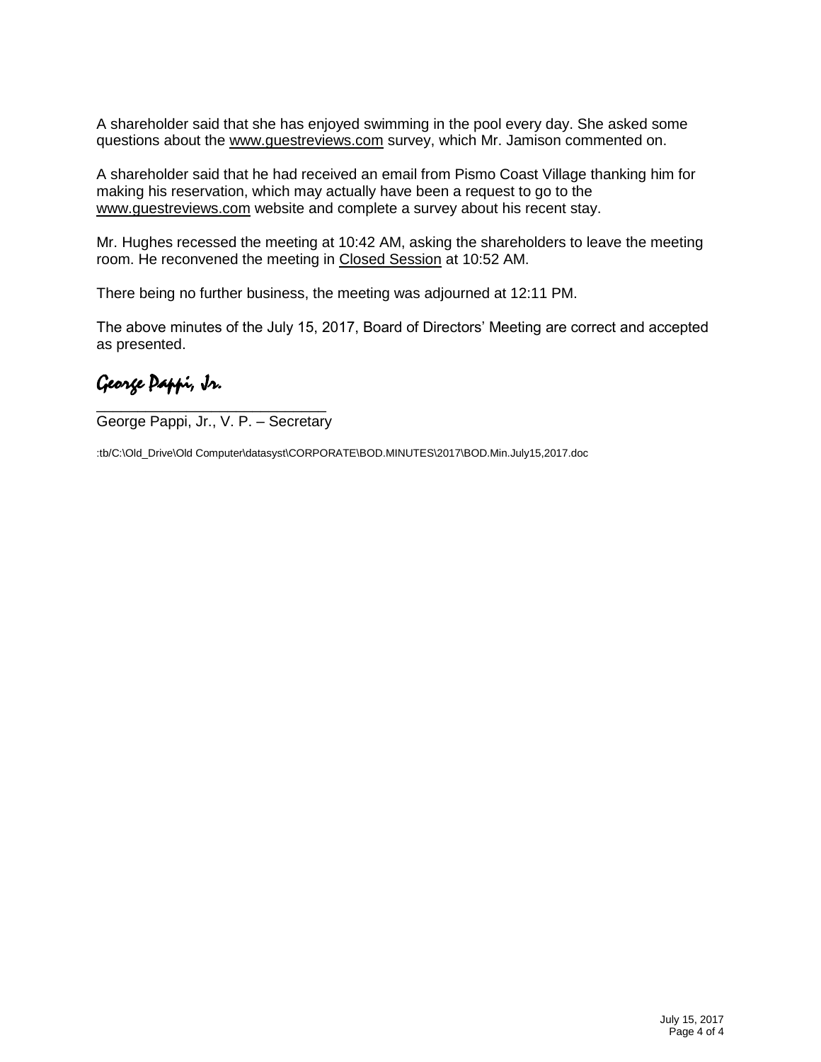A shareholder said that she has enjoyed swimming in the pool every day. She asked some questions about the www.guestreviews.com survey, which Mr. Jamison commented on.

A shareholder said that he had received an email from Pismo Coast Village thanking him for making his reservation, which may actually have been a request to go to the www.guestreviews.com website and complete a survey about his recent stay.

Mr. Hughes recessed the meeting at 10:42 AM, asking the shareholders to leave the meeting room. He reconvened the meeting in Closed Session at 10:52 AM.

There being no further business, the meeting was adjourned at 12:11 PM.

The above minutes of the July 15, 2017, Board of Directors' Meeting are correct and accepted as presented.

*George Pappi, Jr.*

\_\_\_\_\_\_\_\_\_\_\_\_\_\_\_\_\_\_\_\_\_\_\_\_\_\_\_\_

George Pappi, Jr., V. P. – Secretary

:tb/C:\Old_Drive\Old Computer\datasyst\CORPORATE\BOD.MINUTES\2017\BOD.Min.July15,2017.doc